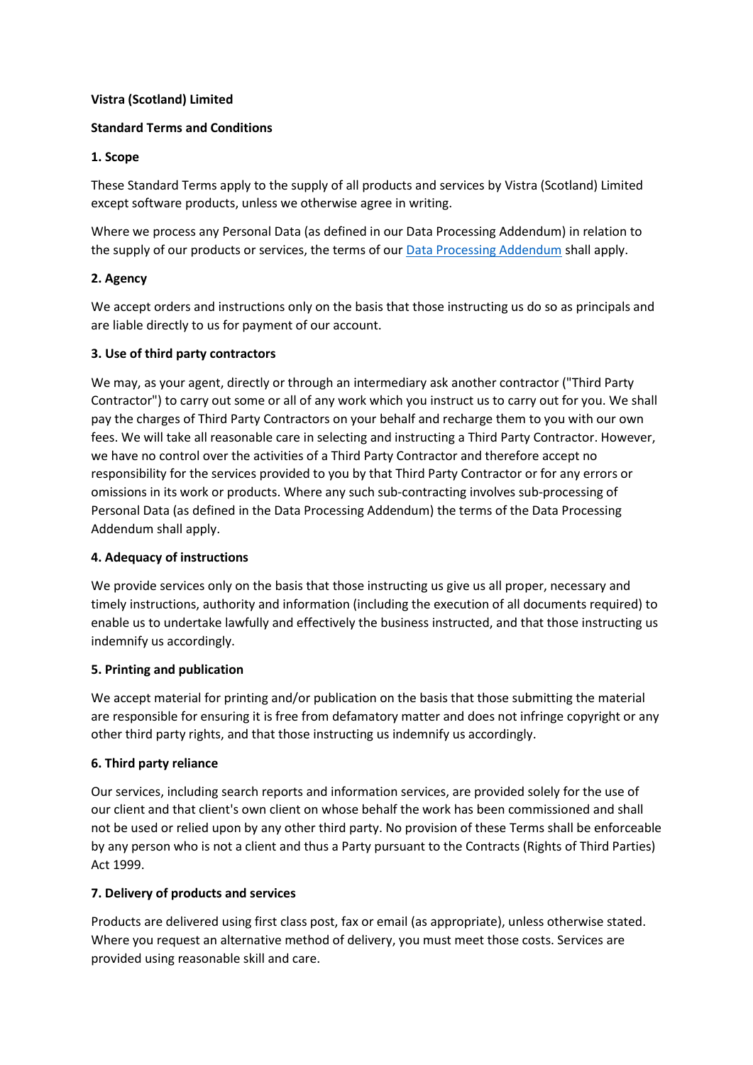**Vistra (Scotland) Limited**

**Standard Terms and Conditions**

**1. Scope**

These Standard Terms apply to the supply of all products and services by Vistra (Scotland) Limited except software products, unless we otherwise agree in writing.

Where we process any Personal Data (as defined in our Data Processing Addendum) in relation to the supply of our products or services, the terms of our [Data Processing Addendum] shall apply.

**2. Agency**

We accept orders and instructions only on the basis that those instructing us do so as principals and are liable directly to us for payment of our account.

**3. Use of third party contractors**

We may, as your agent, directly or through an intermediary ask another contractor ("Third Party Contractor") to carry out some or all of any work which you instruct us to carry out for you. We shall pay the charges of Third Party Contractors on your behalf and recharge them to you with our own fees. We will take all reasonable care in selecting and instructing a Third Party Contractor. However, we have no control over the activities of a Third Party Contractor and therefore accept no responsibility for the services provided to you by that Third Party Contractor or for any errors or omissions in its work or products. Where any such sub-contracting involves sub-processing of Personal Data (as defined in the Data Processing Addendum) the terms of the Data Processing Addendum shall apply.

**4. Adequacy of instructions**

We provide services only on the basis that those instructing us give us all proper, necessary and timely instructions, authority and information (including the execution of all documents required) to enable us to undertake lawfully and effectively the business instructed, and that those instructing us indemnify us accordingly.

**5. Printing and publication**

We accept material for printing and/or publication on the basis that those submitting the material are responsible for ensuring it is free from defamatory matter and does not infringe copyright or any other third party rights, and that those instructing us indemnify us accordingly.

**6. Third party reliance**

Our services, including search reports and information services, are provided solely for the use of our client and that client's own client on whose behalf the work has been commissioned and shall not be used or relied upon by any other third party. No provision of these Terms shall be enforceable by any person who is not a client and thus a Party pursuant to the Contracts (Rights of Third Parties) Act 1999.

**7. Delivery of products and services**

Products are delivered using first class post, fax or email (as appropriate), unless otherwise stated. Where you request an alternative method of delivery, you must meet those costs. Services are provided using reasonable skill and care.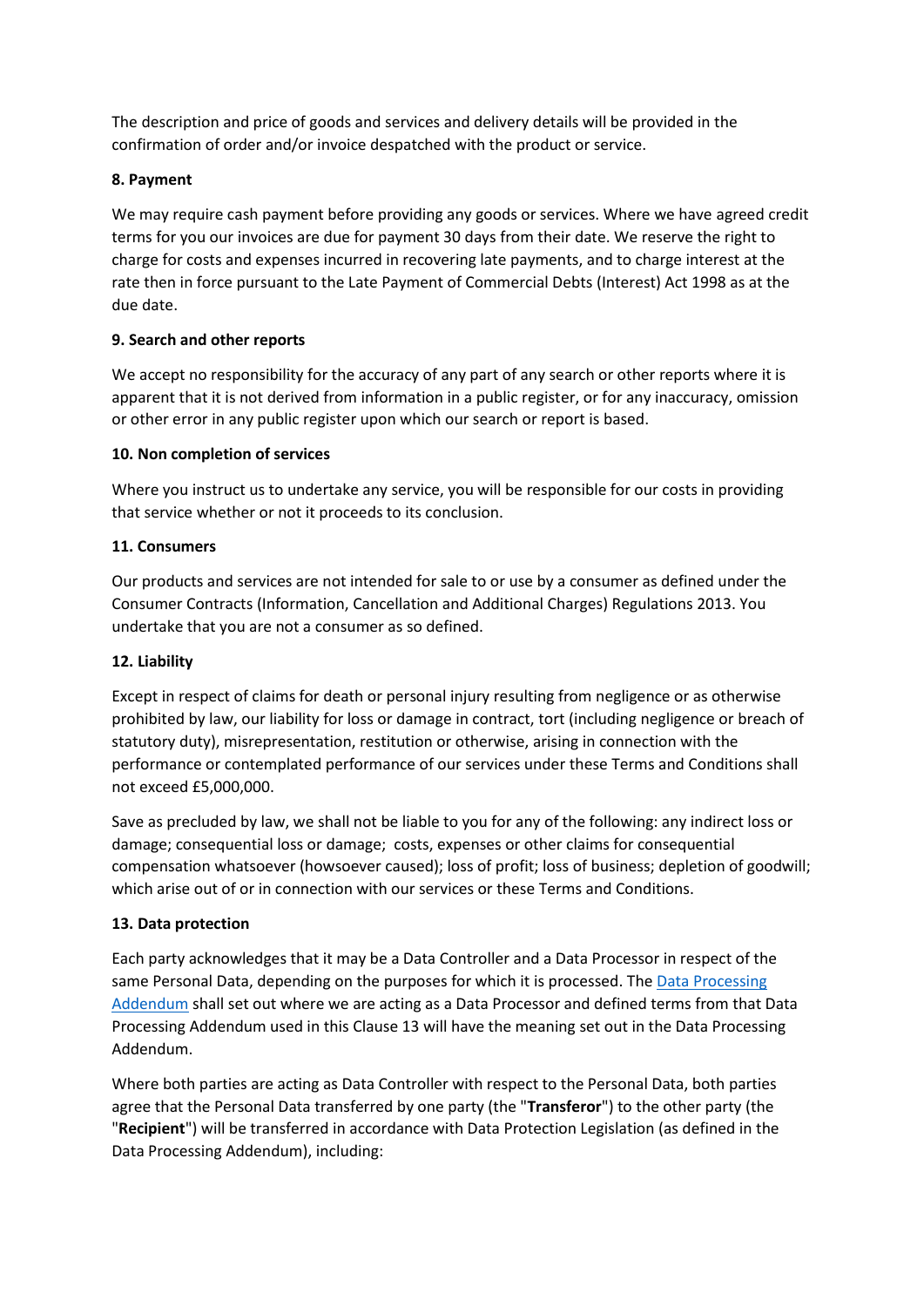The description and price of goods and services and delivery details will be provided in the confirmation of order and/or invoice despatched with the product or service.

**8. Payment**

We may require cash payment before providing any goods or services. Where we have agreed credit terms for you our invoices are due for payment 30 days from their date. We reserve the right to charge for costs and expenses incurred in recovering late payments, and to charge interest at the rate then in force pursuant to the Late Payment of Commercial Debts (Interest) Act 1998 as at the due date.

**9. Search and other reports**

We accept no responsibility for the accuracy of any part of any search or other reports where it is apparent that it is not derived from information in a public register, or for any inaccuracy, omission or other error in any public register upon which our search or report is based.

**10. Non completion of services**

Where you instruct us to undertake any service, you will be responsible for our costs in providing that service whether or not it proceeds to its conclusion.

**11. Consumers**

Our products and services are not intended for sale to or use by a consumer as defined under the Consumer Contracts (Information, Cancellation and Additional Charges) Regulations 2013. You undertake that you are not a consumer as so defined.

**12. Liability**

Except in respect of claims for death or personal injury resulting from negligence or as otherwise prohibited by law, our liability for loss or damage in contract, tort (including negligence or breach of statutory duty), misrepresentation, restitution or otherwise, arising in connection with the performance or contemplated performance of our services under these Terms and Conditions shall not exceed £5,000,000.

Save as precluded by law, we shall not be liable to you for any of the following: any indirect loss or damage; consequential loss or damage; costs, expenses or other claims for consequential compensation whatsoever (howsoever caused); loss of profit; loss of business; depletion of goodwill; which arise out of or in connection with our services or these Terms and Conditions.

**13. Data protection**

Each party acknowledges that it may be a Data Controller and a Data Processor in respect of the same Personal Data, depending on the purposes for which it is processed. The Data Processing Addendum shall set out where we are acting as a Data Processor and defined terms from that Data Processing Addendum used in this Clause 13 will have the meaning set out in the Data Processing Addendum.

Where both parties are acting as Data Controller with respect to the Personal Data, both parties agree that the Personal Data transferred by one party (the "**Transferor**") to the other party (the "**Recipient**") will be transferred in accordance with Data Protection Legislation (as defined in the Data Processing Addendum), including: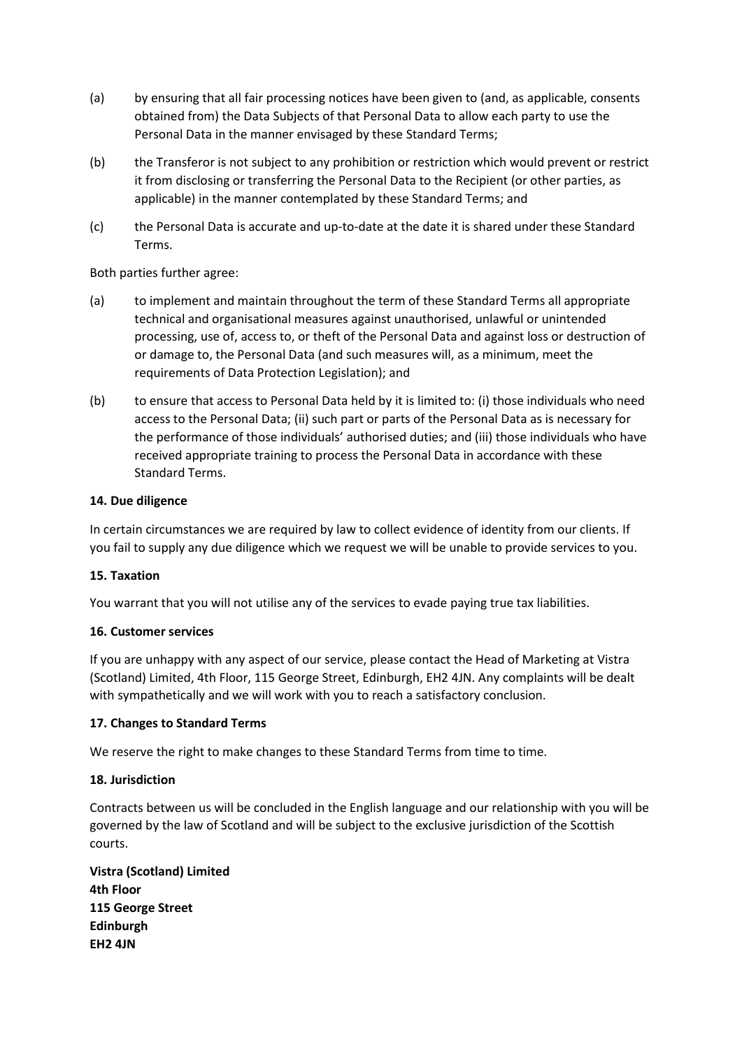(a) by ensuring that all fair processing notices have been given to (and, as applicable, consents obtained from) the Data Subjects of that Personal Data to allow each party to use the Personal Data in the manner envisaged by these Standard Terms;

(b) the Transferor is not subject to any prohibition or restriction which would prevent or restrict it from disclosing or transferring the Personal Data to the Recipient (or other parties, as applicable) in the manner contemplated by these Standard Terms; and

(c) the Personal Data is accurate and up-to-date at the date it is shared under these Standard Terms.

Both parties further agree:

(a) to implement and maintain throughout the term of these Standard Terms all appropriate technical and organisational measures against unauthorised, unlawful or unintended processing, use of, access to, or theft of the Personal Data and against loss or destruction of or damage to, the Personal Data (and such measures will, as a minimum, meet the requirements of Data Protection Legislation); and

(b) to ensure that access to Personal Data held by it is limited to: (i) those individuals who need access to the Personal Data; (ii) such part or parts of the Personal Data as is necessary for the performance of those individuals' authorised duties; and (iii) those individuals who have received appropriate training to process the Personal Data in accordance with these Standard Terms.

**14. Due diligence**

In certain circumstances we are required by law to collect evidence of identity from our clients. If you fail to supply any due diligence which we request we will be unable to provide services to you.

**15. Taxation**

You warrant that you will not utilise any of the services to evade paying true tax liabilities.

**16. Customer services**

If you are unhappy with any aspect of our service, please contact the Head of Marketing at Vistra (Scotland) Limited, 4th Floor, 115 George Street, Edinburgh, EH2 4JN. Any complaints will be dealt with sympathetically and we will work with you to reach a satisfactory conclusion.

**17. Changes to Standard Terms**

We reserve the right to make changes to these Standard Terms from time to time.

**18. Jurisdiction**

Contracts between us will be concluded in the English language and our relationship with you will be governed by the law of Scotland and will be subject to the exclusive jurisdiction of the Scottish courts.

**Vistra (Scotland) Limited**
**4th Floor**
**115 George Street**
**Edinburgh**
**EH2 4JN**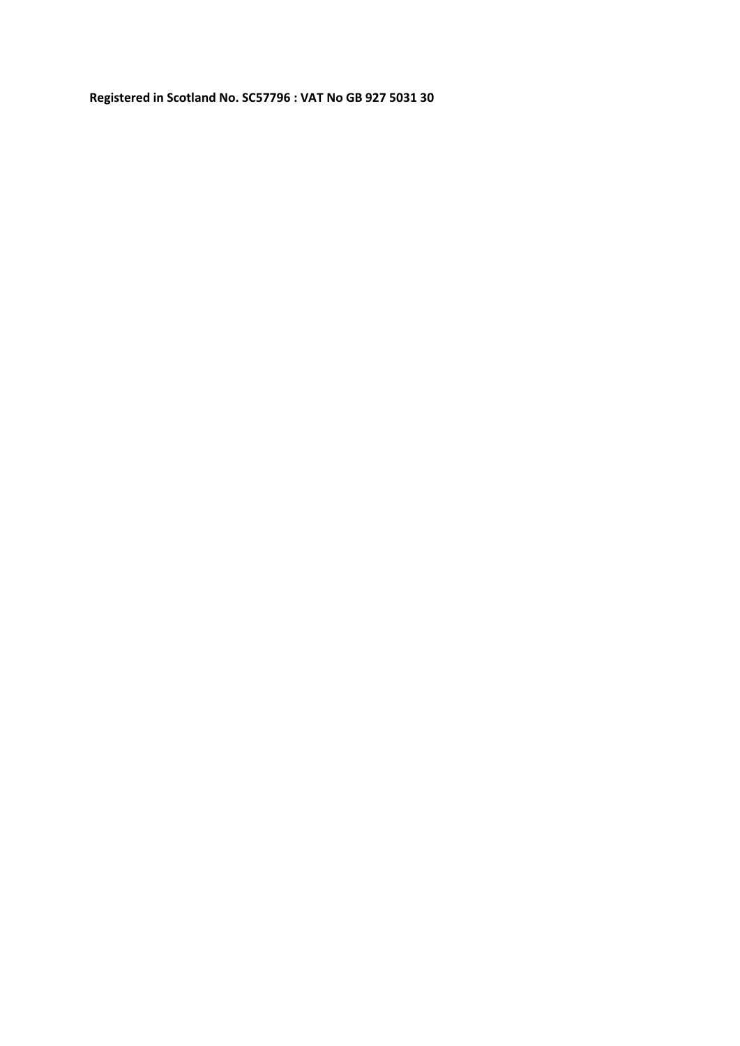**Registered in Scotland No. SC57796 : VAT No GB 927 5031 30**